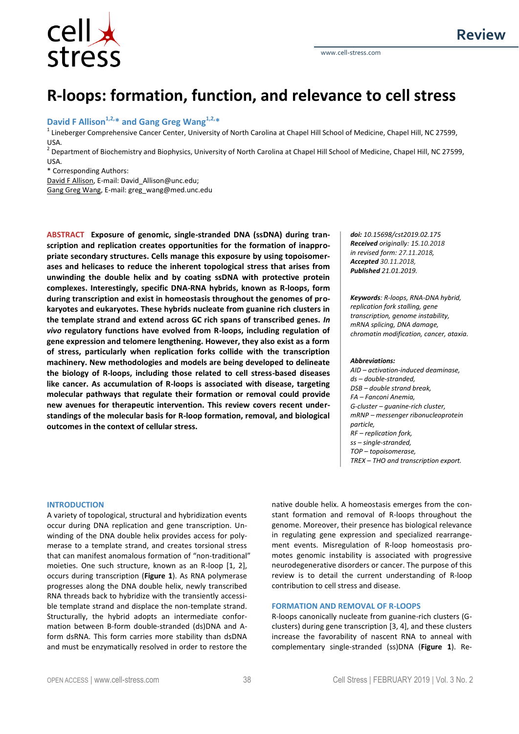Review

# R-loops: formation, function, and relevance to cell stress

**David F Allison[1,2,*] and Gang Greg Wang[1,2,*]**

[1] Lineberger Comprehensive Cancer Center, University of North Carolina at Chapel Hill School of Medicine, Chapel Hill, NC 27599, USA.
[2] Department of Biochemistry and Biophysics, University of North Carolina at Chapel Hill School of Medicine, Chapel Hill, NC 27599, USA.
* Corresponding Authors:
David F Allison, E-mail: David_Allison@unc.edu;
Gang Greg Wang, E-mail: greg_wang@med.unc.edu

**ABSTRACT** **Exposure of genomic, single-stranded DNA (ssDNA) during transcription and replication creates opportunities for the formation of inappropriate secondary structures. Cells manage this exposure by using topoisomerases and helicases to reduce the inherent topological stress that arises from unwinding the double helix and by coating ssDNA with protective protein complexes. Interestingly, specific DNA-RNA hybrids, known as R-loops, form during transcription and exist in homeostasis throughout the genomes of prokaryotes and eukaryotes. These hybrids nucleate from guanine rich clusters in the template strand and extend across GC rich spans of transcribed genes. *In vivo* regulatory functions have evolved from R-loops, including regulation of gene expression and telomere lengthening. However, they also exist as a form of stress, particularly when replication forks collide with the transcription machinery. New methodologies and models are being developed to delineate the biology of R-loops, including those related to cell stress-based diseases like cancer. As accumulation of R-loops is associated with disease, targeting molecular pathways that regulate their formation or removal could provide new avenues for therapeutic intervention. This review covers recent understandings of the molecular basis for R-loop formation, removal, and biological outcomes in the context of cellular stress.**

***doi:*** *10.15698/cst2019.02.175*
***Received*** *originally: 15.10.2018*
*in revised form: 27.11.2018,*
***Accepted*** *30.11.2018,*
***Published*** *21.01.2019.*

***Keywords****: R-loops, RNA-DNA hybrid, replication fork stalling, gene transcription, genome instability, mRNA splicing, DNA damage, chromatin modification, cancer, ataxia.*

***Abbreviations:***
*AID – activation-induced deaminase,*
*ds – double-stranded,*
*DSB – double strand break,*
*FA – Fanconi Anemia,*
*G-cluster – guanine-rich cluster,*
*mRNP – messenger ribonucleoprotein particle,*
*RF – replication fork,*
*ss – single-stranded,*
*TOP – topoisomerase,*
*TREX – THO and transcription export.*

## INTRODUCTION

A variety of topological, structural and hybridization events occur during DNA replication and gene transcription. Unwinding of the DNA double helix provides access for polymerase to a template strand, and creates torsional stress that can manifest anomalous formation of "non-traditional" moieties. One such structure, known as an R-loop [1, 2], occurs during transcription (**Figure 1**). As RNA polymerase progresses along the DNA double helix, newly transcribed RNA threads back to hybridize with the transiently accessible template strand and displace the non-template strand. Structurally, the hybrid adopts an intermediate conformation between B-form double-stranded (ds)DNA and A-form dsRNA. This form carries more stability than dsDNA and must be enzymatically resolved in order to restore the native double helix. A homeostasis emerges from the constant formation and removal of R-loops throughout the genome. Moreover, their presence has biological relevance in regulating gene expression and specialized rearrangement events. Misregulation of R-loop homeostasis promotes genomic instability is associated with progressive neurodegenerative disorders or cancer. The purpose of this review is to detail the current understanding of R-loop contribution to cell stress and disease.

## FORMATION AND REMOVAL OF R-LOOPS

R-loops canonically nucleate from guanine-rich clusters (G-clusters) during gene transcription [3, 4], and these clusters increase the favorability of nascent RNA to anneal with complementary single-stranded (ss)DNA (**Figure 1**). Re-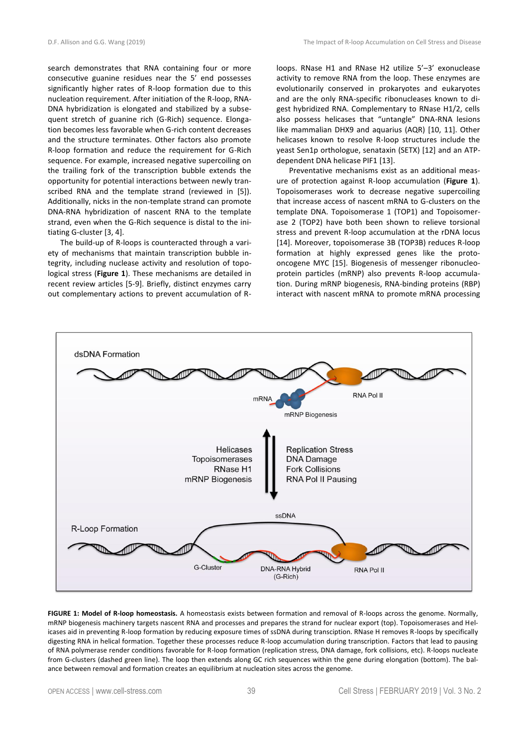search demonstrates that RNA containing four or more consecutive guanine residues near the 5' end possesses significantly higher rates of R-loop formation due to this nucleation requirement. After initiation of the R-loop, RNA-DNA hybridization is elongated and stabilized by a subsequent stretch of guanine rich (G-Rich) sequence. Elongation becomes less favorable when G-rich content decreases and the structure terminates. Other factors also promote R-loop formation and reduce the requirement for G-Rich sequence. For example, increased negative supercoiling on the trailing fork of the transcription bubble extends the opportunity for potential interactions between newly transcribed RNA and the template strand (reviewed in [5]). Additionally, nicks in the non-template strand can promote DNA-RNA hybridization of nascent RNA to the template strand, even when the G-Rich sequence is distal to the initiating G-cluster [3, 4].

The build-up of R-loops is counteracted through a variety of mechanisms that maintain transcription bubble integrity, including nuclease activity and resolution of topological stress (**Figure 1**). These mechanisms are detailed in recent review articles [5-9]. Briefly, distinct enzymes carry out complementary actions to prevent accumulation of R-loops. RNase H1 and RNase H2 utilize 5'–3' exonuclease activity to remove RNA from the loop. These enzymes are evolutionarily conserved in prokaryotes and eukaryotes and are the only RNA-specific ribonucleases known to digest hybridized RNA. Complementary to RNase H1/2, cells also possess helicases that "untangle" DNA-RNA lesions like mammalian DHX9 and aquarius (AQR) [10, 11]. Other helicases known to resolve R-loop structures include the yeast Sen1p orthologue, senataxin (SETX) [12] and an ATP-dependent DNA helicase PIF1 [13].

Preventative mechanisms exist as an additional measure of protection against R-loop accumulation (**Figure 1**). Topoisomerases work to decrease negative supercoiling that increase access of nascent mRNA to G-clusters on the template DNA. Topoisomerase 1 (TOP1) and Topoisomerase 2 (TOP2) have both been shown to relieve torsional stress and prevent R-loop accumulation at the rDNA locus [14]. Moreover, topoisomerase 3B (TOP3B) reduces R-loop formation at highly expressed genes like the proto-oncogene MYC [15]. Biogenesis of messenger ribonucleoprotein particles (mRNP) also prevents R-loop accumulation. During mRNP biogenesis, RNA-binding proteins (RBP) interact with nascent mRNA to promote mRNA processing

**FIGURE 1: Model of R-loop homeostasis.** A homeostasis exists between formation and removal of R-loops across the genome. Normally, mRNP biogenesis machinery targets nascent RNA and processes and prepares the strand for nuclear export (top). Topoisomerases and Helicases aid in preventing R-loop formation by reducing exposure times of ssDNA during transcription. RNase H removes R-loops by specifically digesting RNA in helical formation. Together these processes reduce R-loop accumulation during transcription. Factors that lead to pausing of RNA polymerase render conditions favorable for R-loop formation (replication stress, DNA damage, fork collisions, etc). R-loops nucleate from G-clusters (dashed green line). The loop then extends along GC rich sequences within the gene during elongation (bottom). The balance between removal and formation creates an equilibrium at nucleation sites across the genome.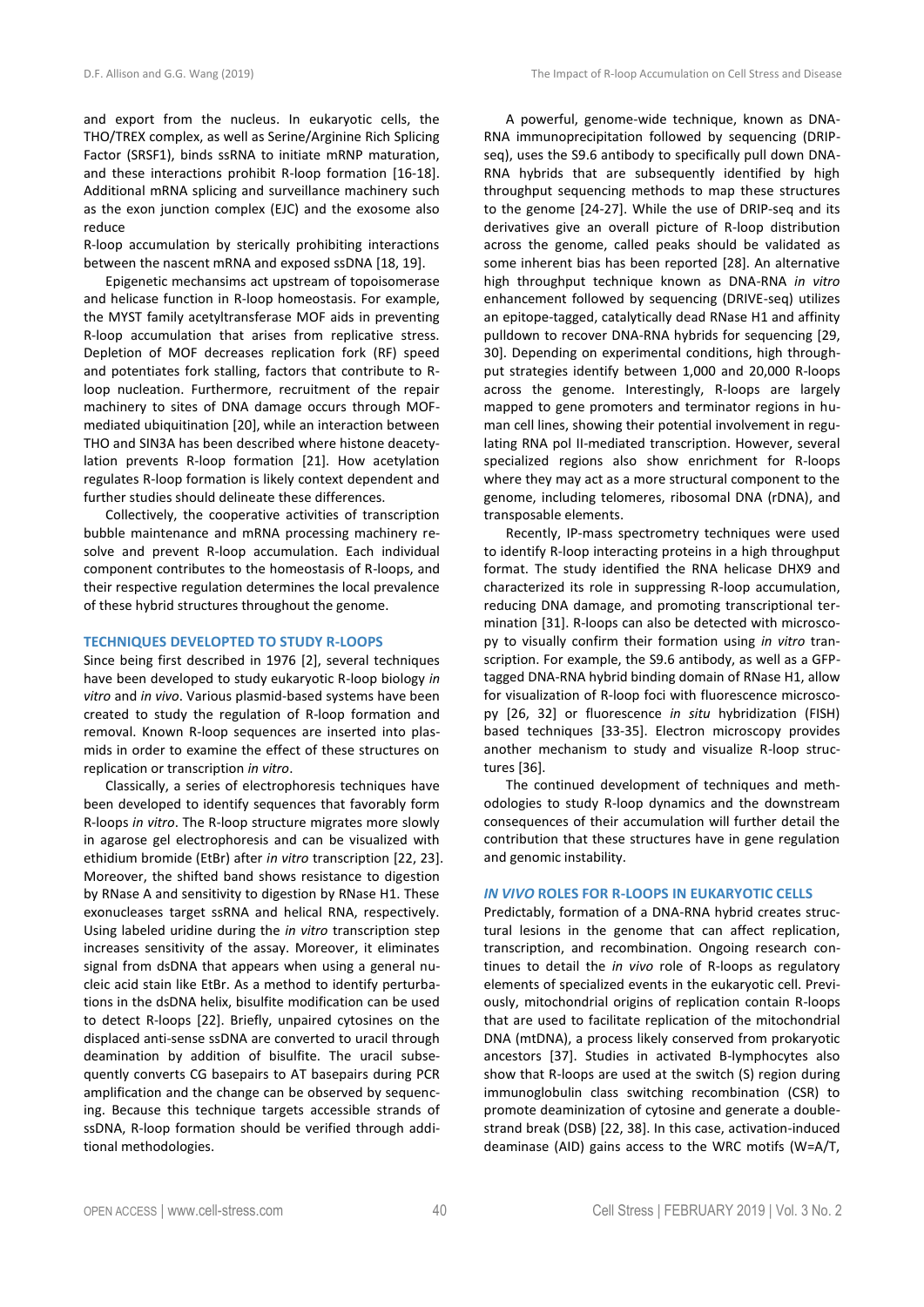and export from the nucleus. In eukaryotic cells, the THO/TREX complex, as well as Serine/Arginine Rich Splicing Factor (SRSF1), binds ssRNA to initiate mRNP maturation, and these interactions prohibit R-loop formation [16-18]. Additional mRNA splicing and surveillance machinery such as the exon junction complex (EJC) and the exosome also reduce
R-loop accumulation by sterically prohibiting interactions between the nascent mRNA and exposed ssDNA [18, 19].

Epigenetic mechansims act upstream of topoisomerase and helicase function in R-loop homeostasis. For example, the MYST family acetyltransferase MOF aids in preventing R-loop accumulation that arises from replicative stress. Depletion of MOF decreases replication fork (RF) speed and potentiates fork stalling, factors that contribute to R-loop nucleation. Furthermore, recruitment of the repair machinery to sites of DNA damage occurs through MOF-mediated ubiquitination [20], while an interaction between THO and SIN3A has been described where histone deacetylation prevents R-loop formation [21]. How acetylation regulates R-loop formation is likely context dependent and further studies should delineate these differences.

Collectively, the cooperative activities of transcription bubble maintenance and mRNA processing machinery resolve and prevent R-loop accumulation. Each individual component contributes to the homeostasis of R-loops, and their respective regulation determines the local prevalence of these hybrid structures throughout the genome.

## TECHNIQUES DEVELOPTED TO STUDY R-LOOPS

Since being first described in 1976 [2], several techniques have been developed to study eukaryotic R-loop biology *in vitro* and *in vivo*. Various plasmid-based systems have been created to study the regulation of R-loop formation and removal. Known R-loop sequences are inserted into plasmids in order to examine the effect of these structures on replication or transcription *in vitro*.

Classically, a series of electrophoresis techniques have been developed to identify sequences that favorably form R-loops *in vitro*. The R-loop structure migrates more slowly in agarose gel electrophoresis and can be visualized with ethidium bromide (EtBr) after *in vitro* transcription [22, 23]. Moreover, the shifted band shows resistance to digestion by RNase A and sensitivity to digestion by RNase H1. These exonucleases target ssRNA and helical RNA, respectively. Using labeled uridine during the *in vitro* transcription step increases sensitivity of the assay. Moreover, it eliminates signal from dsDNA that appears when using a general nucleic acid stain like EtBr. As a method to identify perturbations in the dsDNA helix, bisulfite modification can be used to detect R-loops [22]. Briefly, unpaired cytosines on the displaced anti-sense ssDNA are converted to uracil through deamination by addition of bisulfite. The uracil subsequently converts CG basepairs to AT basepairs during PCR amplification and the change can be observed by sequencing. Because this technique targets accessible strands of ssDNA, R-loop formation should be verified through additional methodologies.

A powerful, genome-wide technique, known as DNA-RNA immunoprecipitation followed by sequencing (DRIP-seq), uses the S9.6 antibody to specifically pull down DNA-RNA hybrids that are subsequently identified by high throughput sequencing methods to map these structures to the genome [24-27]. While the use of DRIP-seq and its derivatives give an overall picture of R-loop distribution across the genome, called peaks should be validated as some inherent bias has been reported [28]. An alternative high throughput technique known as DNA-RNA *in vitro* enhancement followed by sequencing (DRIVE-seq) utilizes an epitope-tagged, catalytically dead RNase H1 and affinity pulldown to recover DNA-RNA hybrids for sequencing [29, 30]. Depending on experimental conditions, high throughput strategies identify between 1,000 and 20,000 R-loops across the genome. Interestingly, R-loops are largely mapped to gene promoters and terminator regions in human cell lines, showing their potential involvement in regulating RNA pol II-mediated transcription. However, several specialized regions also show enrichment for R-loops where they may act as a more structural component to the genome, including telomeres, ribosomal DNA (rDNA), and transposable elements.

Recently, IP-mass spectrometry techniques were used to identify R-loop interacting proteins in a high throughput format. The study identified the RNA helicase DHX9 and characterized its role in suppressing R-loop accumulation, reducing DNA damage, and promoting transcriptional termination [31]. R-loops can also be detected with microscopy to visually confirm their formation using *in vitro* transcription. For example, the S9.6 antibody, as well as a GFP-tagged DNA-RNA hybrid binding domain of RNase H1, allow for visualization of R-loop foci with fluorescence microscopy [26, 32] or fluorescence *in situ* hybridization (FISH) based techniques [33-35]. Electron microscopy provides another mechanism to study and visualize R-loop structures [36].

The continued development of techniques and methodologies to study R-loop dynamics and the downstream consequences of their accumulation will further detail the contribution that these structures have in gene regulation and genomic instability.

## *IN VIVO* ROLES FOR R-LOOPS IN EUKARYOTIC CELLS

Predictably, formation of a DNA-RNA hybrid creates structural lesions in the genome that can affect replication, transcription, and recombination. Ongoing research continues to detail the *in vivo* role of R-loops as regulatory elements of specialized events in the eukaryotic cell. Previously, mitochondrial origins of replication contain R-loops that are used to facilitate replication of the mitochondrial DNA (mtDNA), a process likely conserved from prokaryotic ancestors [37]. Studies in activated B-lymphocytes also show that R-loops are used at the switch (S) region during immunoglobulin class switching recombination (CSR) to promote deaminization of cytosine and generate a double-strand break (DSB) [22, 38]. In this case, activation-induced deaminase (AID) gains access to the WRC motifs (W=A/T,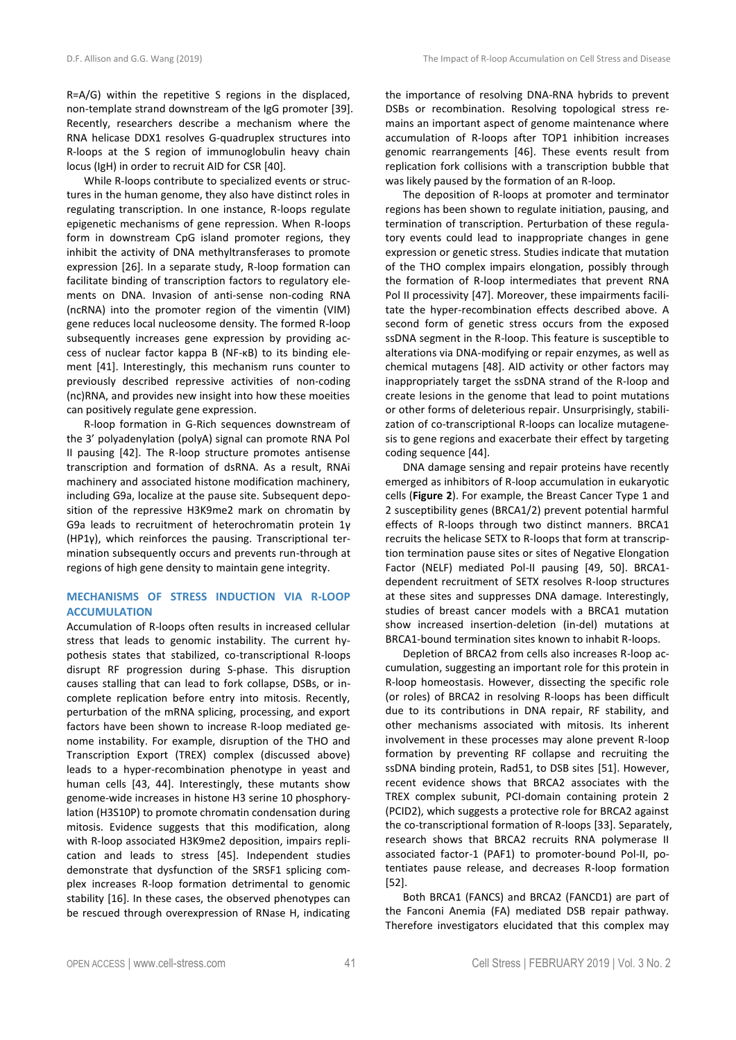R=A/G) within the repetitive S regions in the displaced, non-template strand downstream of the IgG promoter [39]. Recently, researchers describe a mechanism where the RNA helicase DDX1 resolves G-quadruplex structures into R-loops at the S region of immunoglobulin heavy chain locus (IgH) in order to recruit AID for CSR [40].

While R-loops contribute to specialized events or structures in the human genome, they also have distinct roles in regulating transcription. In one instance, R-loops regulate epigenetic mechanisms of gene repression. When R-loops form in downstream CpG island promoter regions, they inhibit the activity of DNA methyltransferases to promote expression [26]. In a separate study, R-loop formation can facilitate binding of transcription factors to regulatory elements on DNA. Invasion of anti-sense non-coding RNA (ncRNA) into the promoter region of the vimentin (VIM) gene reduces local nucleosome density. The formed R-loop subsequently increases gene expression by providing access of nuclear factor kappa B (NF-κB) to its binding element [41]. Interestingly, this mechanism runs counter to previously described repressive activities of non-coding (nc)RNA, and provides new insight into how these moeities can positively regulate gene expression.

R-loop formation in G-Rich sequences downstream of the 3' polyadenylation (polyA) signal can promote RNA Pol II pausing [42]. The R-loop structure promotes antisense transcription and formation of dsRNA. As a result, RNAi machinery and associated histone modification machinery, including G9a, localize at the pause site. Subsequent deposition of the repressive H3K9me2 mark on chromatin by G9a leads to recruitment of heterochromatin protein 1γ (HP1γ), which reinforces the pausing. Transcriptional termination subsequently occurs and prevents run-through at regions of high gene density to maintain gene integrity.

## MECHANISMS OF STRESS INDUCTION VIA R-LOOP ACCUMULATION

Accumulation of R-loops often results in increased cellular stress that leads to genomic instability. The current hypothesis states that stabilized, co-transcriptional R-loops disrupt RF progression during S-phase. This disruption causes stalling that can lead to fork collapse, DSBs, or incomplete replication before entry into mitosis. Recently, perturbation of the mRNA splicing, processing, and export factors have been shown to increase R-loop mediated genome instability. For example, disruption of the THO and Transcription Export (TREX) complex (discussed above) leads to a hyper-recombination phenotype in yeast and human cells [43, 44]. Interestingly, these mutants show genome-wide increases in histone H3 serine 10 phosphorylation (H3S10P) to promote chromatin condensation during mitosis. Evidence suggests that this modification, along with R-loop associated H3K9me2 deposition, impairs replication and leads to stress [45]. Independent studies demonstrate that dysfunction of the SRSF1 splicing complex increases R-loop formation detrimental to genomic stability [16]. In these cases, the observed phenotypes can be rescued through overexpression of RNase H, indicating the importance of resolving DNA-RNA hybrids to prevent DSBs or recombination. Resolving topological stress remains an important aspect of genome maintenance where accumulation of R-loops after TOP1 inhibition increases genomic rearrangements [46]. These events result from replication fork collisions with a transcription bubble that was likely paused by the formation of an R-loop.

The deposition of R-loops at promoter and terminator regions has been shown to regulate initiation, pausing, and termination of transcription. Perturbation of these regulatory events could lead to inappropriate changes in gene expression or genetic stress. Studies indicate that mutation of the THO complex impairs elongation, possibly through the formation of R-loop intermediates that prevent RNA Pol II processivity [47]. Moreover, these impairments facilitate the hyper-recombination effects described above. A second form of genetic stress occurs from the exposed ssDNA segment in the R-loop. This feature is susceptible to alterations via DNA-modifying or repair enzymes, as well as chemical mutagens [48]. AID activity or other factors may inappropriately target the ssDNA strand of the R-loop and create lesions in the genome that lead to point mutations or other forms of deleterious repair. Unsurprisingly, stabilization of co-transcriptional R-loops can localize mutagenesis to gene regions and exacerbate their effect by targeting coding sequence [44].

DNA damage sensing and repair proteins have recently emerged as inhibitors of R-loop accumulation in eukaryotic cells (**Figure 2**). For example, the Breast Cancer Type 1 and 2 susceptibility genes (BRCA1/2) prevent potential harmful effects of R-loops through two distinct manners. BRCA1 recruits the helicase SETX to R-loops that form at transcription termination pause sites or sites of Negative Elongation Factor (NELF) mediated Pol-II pausing [49, 50]. BRCA1-dependent recruitment of SETX resolves R-loop structures at these sites and suppresses DNA damage. Interestingly, studies of breast cancer models with a BRCA1 mutation show increased insertion-deletion (in-del) mutations at BRCA1-bound termination sites known to inhabit R-loops.

Depletion of BRCA2 from cells also increases R-loop accumulation, suggesting an important role for this protein in R-loop homeostasis. However, dissecting the specific role (or roles) of BRCA2 in resolving R-loops has been difficult due to its contributions in DNA repair, RF stability, and other mechanisms associated with mitosis. Its inherent involvement in these processes may alone prevent R-loop formation by preventing RF collapse and recruiting the ssDNA binding protein, Rad51, to DSB sites [51]. However, recent evidence shows that BRCA2 associates with the TREX complex subunit, PCI-domain containing protein 2 (PCID2), which suggests a protective role for BRCA2 against the co-transcriptional formation of R-loops [33]. Separately, research shows that BRCA2 recruits RNA polymerase II associated factor-1 (PAF1) to promoter-bound Pol-II, potentiates pause release, and decreases R-loop formation [52].

Both BRCA1 (FANCS) and BRCA2 (FANCD1) are part of the Fanconi Anemia (FA) mediated DSB repair pathway. Therefore investigators elucidated that this complex may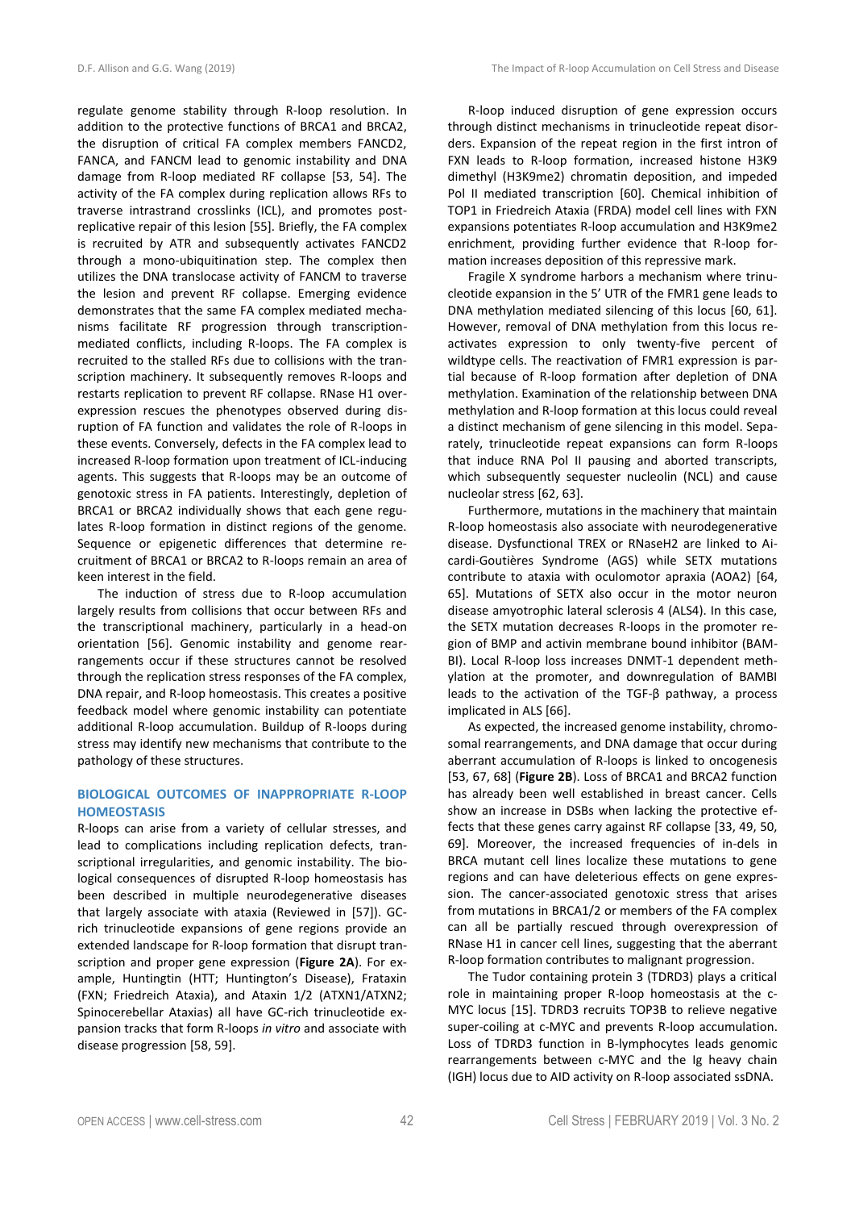regulate genome stability through R-loop resolution. In addition to the protective functions of BRCA1 and BRCA2, the disruption of critical FA complex members FANCD2, FANCA, and FANCM lead to genomic instability and DNA damage from R-loop mediated RF collapse [53, 54]. The activity of the FA complex during replication allows RFs to traverse intrastrand crosslinks (ICL), and promotes post-replicative repair of this lesion [55]. Briefly, the FA complex is recruited by ATR and subsequently activates FANCD2 through a mono-ubiquitination step. The complex then utilizes the DNA translocase activity of FANCM to traverse the lesion and prevent RF collapse. Emerging evidence demonstrates that the same FA complex mediated mechanisms facilitate RF progression through transcription-mediated conflicts, including R-loops. The FA complex is recruited to the stalled RFs due to collisions with the transcription machinery. It subsequently removes R-loops and restarts replication to prevent RF collapse. RNase H1 overexpression rescues the phenotypes observed during disruption of FA function and validates the role of R-loops in these events. Conversely, defects in the FA complex lead to increased R-loop formation upon treatment of ICL-inducing agents. This suggests that R-loops may be an outcome of genotoxic stress in FA patients. Interestingly, depletion of BRCA1 or BRCA2 individually shows that each gene regulates R-loop formation in distinct regions of the genome. Sequence or epigenetic differences that determine recruitment of BRCA1 or BRCA2 to R-loops remain an area of keen interest in the field.

The induction of stress due to R-loop accumulation largely results from collisions that occur between RFs and the transcriptional machinery, particularly in a head-on orientation [56]. Genomic instability and genome rearrangements occur if these structures cannot be resolved through the replication stress responses of the FA complex, DNA repair, and R-loop homeostasis. This creates a positive feedback model where genomic instability can potentiate additional R-loop accumulation. Buildup of R-loops during stress may identify new mechanisms that contribute to the pathology of these structures.

## BIOLOGICAL OUTCOMES OF INAPPROPRIATE R-LOOP HOMEOSTASIS

R-loops can arise from a variety of cellular stresses, and lead to complications including replication defects, transcriptional irregularities, and genomic instability. The biological consequences of disrupted R-loop homeostasis has been described in multiple neurodegenerative diseases that largely associate with ataxia (Reviewed in [57]). GC-rich trinucleotide expansions of gene regions provide an extended landscape for R-loop formation that disrupt transcription and proper gene expression (**Figure 2A**). For example, Huntingtin (HTT; Huntington's Disease), Frataxin (FXN; Friedreich Ataxia), and Ataxin 1/2 (ATXN1/ATXN2; Spinocerebellar Ataxias) all have GC-rich trinucleotide expansion tracks that form R-loops *in vitro* and associate with disease progression [58, 59].

R-loop induced disruption of gene expression occurs through distinct mechanisms in trinucleotide repeat disorders. Expansion of the repeat region in the first intron of FXN leads to R-loop formation, increased histone H3K9 dimethyl (H3K9me2) chromatin deposition, and impeded Pol II mediated transcription [60]. Chemical inhibition of TOP1 in Friedreich Ataxia (FRDA) model cell lines with FXN expansions potentiates R-loop accumulation and H3K9me2 enrichment, providing further evidence that R-loop formation increases deposition of this repressive mark.

Fragile X syndrome harbors a mechanism where trinucleotide expansion in the 5' UTR of the FMR1 gene leads to DNA methylation mediated silencing of this locus [60, 61]. However, removal of DNA methylation from this locus reactivates expression to only twenty-five percent of wildtype cells. The reactivation of FMR1 expression is partial because of R-loop formation after depletion of DNA methylation. Examination of the relationship between DNA methylation and R-loop formation at this locus could reveal a distinct mechanism of gene silencing in this model. Separately, trinucleotide repeat expansions can form R-loops that induce RNA Pol II pausing and aborted transcripts, which subsequently sequester nucleolin (NCL) and cause nucleolar stress [62, 63].

Furthermore, mutations in the machinery that maintain R-loop homeostasis also associate with neurodegenerative disease. Dysfunctional TREX or RNaseH2 are linked to Aicardi-Goutières Syndrome (AGS) while SETX mutations contribute to ataxia with oculomotor apraxia (AOA2) [64, 65]. Mutations of SETX also occur in the motor neuron disease amyotrophic lateral sclerosis 4 (ALS4). In this case, the SETX mutation decreases R-loops in the promoter region of BMP and activin membrane bound inhibitor (BAMBI). Local R-loop loss increases DNMT-1 dependent methylation at the promoter, and downregulation of BAMBI leads to the activation of the TGF-β pathway, a process implicated in ALS [66].

As expected, the increased genome instability, chromosomal rearrangements, and DNA damage that occur during aberrant accumulation of R-loops is linked to oncogenesis [53, 67, 68] (**Figure 2B**). Loss of BRCA1 and BRCA2 function has already been well established in breast cancer. Cells show an increase in DSBs when lacking the protective effects that these genes carry against RF collapse [33, 49, 50, 69]. Moreover, the increased frequencies of in-dels in BRCA mutant cell lines localize these mutations to gene regions and can have deleterious effects on gene expression. The cancer-associated genotoxic stress that arises from mutations in BRCA1/2 or members of the FA complex can all be partially rescued through overexpression of RNase H1 in cancer cell lines, suggesting that the aberrant R-loop formation contributes to malignant progression.

The Tudor containing protein 3 (TDRD3) plays a critical role in maintaining proper R-loop homeostasis at the c-MYC locus [15]. TDRD3 recruits TOP3B to relieve negative super-coiling at c-MYC and prevents R-loop accumulation. Loss of TDRD3 function in B-lymphocytes leads genomic rearrangements between c-MYC and the Ig heavy chain (IGH) locus due to AID activity on R-loop associated ssDNA.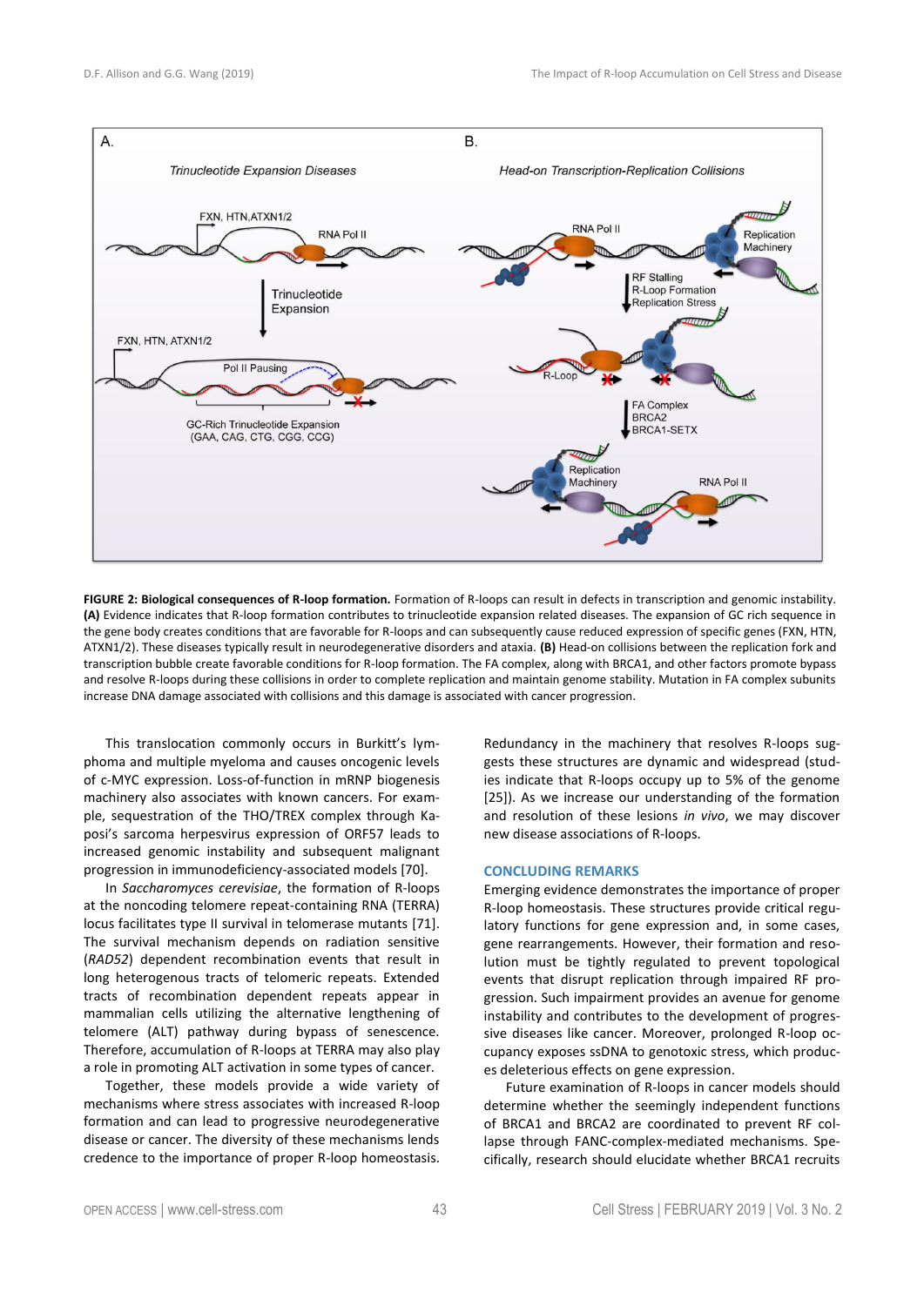**FIGURE 2: Biological consequences of R-loop formation.** Formation of R-loops can result in defects in transcription and genomic instability. **(A)** Evidence indicates that R-loop formation contributes to trinucleotide expansion related diseases. The expansion of GC rich sequence in the gene body creates conditions that are favorable for R-loops and can subsequently cause reduced expression of specific genes (FXN, HTN, ATXN1/2). These diseases typically result in neurodegenerative disorders and ataxia. **(B)** Head-on collisions between the replication fork and transcription bubble create favorable conditions for R-loop formation. The FA complex, along with BRCA1, and other factors promote bypass and resolve R-loops during these collisions in order to complete replication and maintain genome stability. Mutation in FA complex subunits increase DNA damage associated with collisions and this damage is associated with cancer progression.

This translocation commonly occurs in Burkitt's lymphoma and multiple myeloma and causes oncogenic levels of c-MYC expression. Loss-of-function in mRNP biogenesis machinery also associates with known cancers. For example, sequestration of the THO/TREX complex through Kaposi's sarcoma herpesvirus expression of ORF57 leads to increased genomic instability and subsequent malignant progression in immunodeficiency-associated models [70].

In *Saccharomyces cerevisiae*, the formation of R-loops at the noncoding telomere repeat-containing RNA (TERRA) locus facilitates type II survival in telomerase mutants [71]. The survival mechanism depends on radiation sensitive (*RAD52*) dependent recombination events that result in long heterogenous tracts of telomeric repeats. Extended tracts of recombination dependent repeats appear in mammalian cells utilizing the alternative lengthening of telomere (ALT) pathway during bypass of senescence. Therefore, accumulation of R-loops at TERRA may also play a role in promoting ALT activation in some types of cancer.

Together, these models provide a wide variety of mechanisms where stress associates with increased R-loop formation and can lead to progressive neurodegenerative disease or cancer. The diversity of these mechanisms lends credence to the importance of proper R-loop homeostasis. Redundancy in the machinery that resolves R-loops suggests these structures are dynamic and widespread (studies indicate that R-loops occupy up to 5% of the genome [25]). As we increase our understanding of the formation and resolution of these lesions *in vivo*, we may discover new disease associations of R-loops.

## CONCLUDING REMARKS

Emerging evidence demonstrates the importance of proper R-loop homeostasis. These structures provide critical regulatory functions for gene expression and, in some cases, gene rearrangements. However, their formation and resolution must be tightly regulated to prevent topological events that disrupt replication through impaired RF progression. Such impairment provides an avenue for genome instability and contributes to the development of progressive diseases like cancer. Moreover, prolonged R-loop occupancy exposes ssDNA to genotoxic stress, which produces deleterious effects on gene expression.

Future examination of R-loops in cancer models should determine whether the seemingly independent functions of BRCA1 and BRCA2 are coordinated to prevent RF collapse through FANC-complex-mediated mechanisms. Specifically, research should elucidate whether BRCA1 recruits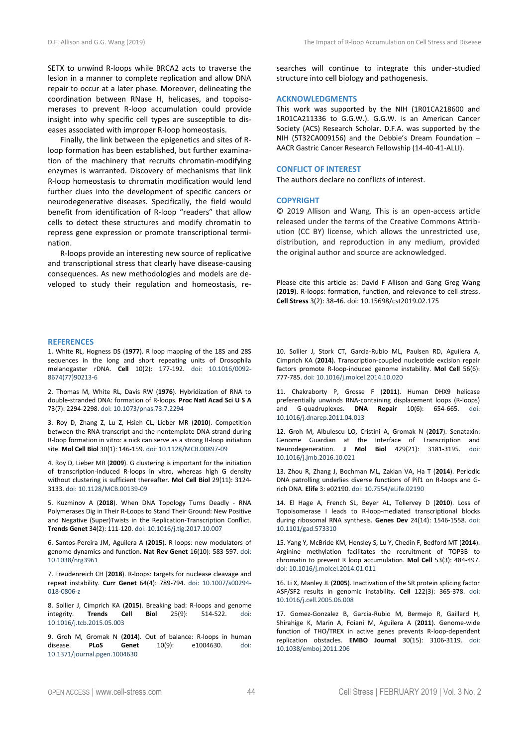SETX to unwind R-loops while BRCA2 acts to traverse the lesion in a manner to complete replication and allow DNA repair to occur at a later phase. Moreover, delineating the coordination between RNase H, helicases, and topoisomerases to prevent R-loop accumulation could provide insight into why specific cell types are susceptible to diseases associated with improper R-loop homeostasis.

Finally, the link between the epigenetics and sites of R-loop formation has been established, but further examination of the machinery that recruits chromatin-modifying enzymes is warranted. Discovery of mechanisms that link R-loop homeostasis to chromatin modification would lend further clues into the development of specific cancers or neurodegenerative diseases. Specifically, the field would benefit from identification of R-loop "readers" that allow cells to detect these structures and modify chromatin to repress gene expression or promote transcriptional termination.

R-loops provide an interesting new source of replicative and transcriptional stress that clearly have disease-causing consequences. As new methodologies and models are developed to study their regulation and homeostasis, researches will continue to integrate this under-studied structure into cell biology and pathogenesis.

## ACKNOWLEDGMENTS

This work was supported by the NIH (1R01CA218600 and 1R01CA211336 to G.G.W.). G.G.W. is an American Cancer Society (ACS) Research Scholar. D.F.A. was supported by the NIH (5T32CA009156) and the Debbie's Dream Foundation – AACR Gastric Cancer Research Fellowship (14-40-41-ALLI).

## CONFLICT OF INTEREST

The authors declare no conflicts of interest.

## COPYRIGHT

© 2019 Allison and Wang. This is an open-access article released under the Creative Commons Attribution (CC BY) license, which allows the unrestricted use, distribution, and reproduction in any medium, provided the original author and source are acknowledged.

Please cite this article as: David F Allison and Gang Greg Wang (**2019**). R-loops: formation, function, and relevance to cell stress. **Cell Stress** 3(2): 38-46. doi: 10.15698/cst2019.02.175

## REFERENCES

1. White RL, Hogness DS (**1977**). R loop mapping of the 18S and 28S sequences in the long and short repeating units of Drosophila melanogaster rDNA. **Cell** 10(2): 177-192. doi: 10.1016/0092-8674(77)90213-6

2. Thomas M, White RL, Davis RW (**1976**). Hybridization of RNA to double-stranded DNA: formation of R-loops. **Proc Natl Acad Sci U S A** 73(7): 2294-2298. doi: 10.1073/pnas.73.7.2294

3. Roy D, Zhang Z, Lu Z, Hsieh CL, Lieber MR (**2010**). Competition between the RNA transcript and the nontemplate DNA strand during R-loop formation in vitro: a nick can serve as a strong R-loop initiation site. **Mol Cell Biol** 30(1): 146-159. doi: 10.1128/MCB.00897-09

4. Roy D, Lieber MR (**2009**). G clustering is important for the initiation of transcription-induced R-loops in vitro, whereas high G density without clustering is sufficient thereafter. **Mol Cell Biol** 29(11): 3124-3133. doi: 10.1128/MCB.00139-09

5. Kuzminov A (**2018**). When DNA Topology Turns Deadly - RNA Polymerases Dig in Their R-Loops to Stand Their Ground: New Positive and Negative (Super)Twists in the Replication-Transcription Conflict. **Trends Genet** 34(2): 111-120. doi: 10.1016/j.tig.2017.10.007

6. Santos-Pereira JM, Aguilera A (**2015**). R loops: new modulators of genome dynamics and function. **Nat Rev Genet** 16(10): 583-597. doi: 10.1038/nrg3961

7. Freudenreich CH (**2018**). R-loops: targets for nuclease cleavage and repeat instability. **Curr Genet** 64(4): 789-794. doi: 10.1007/s00294-018-0806-z

8. Sollier J, Cimprich KA (**2015**). Breaking bad: R-loops and genome integrity. **Trends Cell Biol** 25(9): 514-522. doi: 10.1016/j.tcb.2015.05.003

9. Groh M, Gromak N (**2014**). Out of balance: R-loops in human disease. **PLoS Genet** 10(9): e1004630. doi: 10.1371/journal.pgen.1004630

10. Sollier J, Stork CT, Garcia-Rubio ML, Paulsen RD, Aguilera A, Cimprich KA (**2014**). Transcription-coupled nucleotide excision repair factors promote R-loop-induced genome instability. **Mol Cell** 56(6): 777-785. doi: 10.1016/j.molcel.2014.10.020

11. Chakraborty P, Grosse F (**2011**). Human DHX9 helicase preferentially unwinds RNA-containing displacement loops (R-loops) and G-quadruplexes. **DNA Repair** 10(6): 654-665. doi: 10.1016/j.dnarep.2011.04.013

12. Groh M, Albulescu LO, Cristini A, Gromak N (**2017**). Senataxin: Genome Guardian at the Interface of Transcription and Neurodegeneration. **J Mol Biol** 429(21): 3181-3195. doi: 10.1016/j.jmb.2016.10.021

13. Zhou R, Zhang J, Bochman ML, Zakian VA, Ha T (**2014**). Periodic DNA patrolling underlies diverse functions of Pif1 on R-loops and G-rich DNA. **Elife** 3: e02190. doi: 10.7554/eLife.02190

14. El Hage A, French SL, Beyer AL, Tollervey D (**2010**). Loss of Topoisomerase I leads to R-loop-mediated transcriptional blocks during ribosomal RNA synthesis. **Genes Dev** 24(14): 1546-1558. doi: 10.1101/gad.573310

15. Yang Y, McBride KM, Hensley S, Lu Y, Chedin F, Bedford MT (**2014**). Arginine methylation facilitates the recruitment of TOP3B to chromatin to prevent R loop accumulation. **Mol Cell** 53(3): 484-497. doi: 10.1016/j.molcel.2014.01.011

16. Li X, Manley JL (**2005**). Inactivation of the SR protein splicing factor ASF/SF2 results in genomic instability. **Cell** 122(3): 365-378. doi: 10.1016/j.cell.2005.06.008

17. Gomez-Gonzalez B, Garcia-Rubio M, Bermejo R, Gaillard H, Shirahige K, Marin A, Foiani M, Aguilera A (**2011**). Genome-wide function of THO/TREX in active genes prevents R-loop-dependent replication obstacles. **EMBO Journal** 30(15): 3106-3119. doi: 10.1038/emboj.2011.206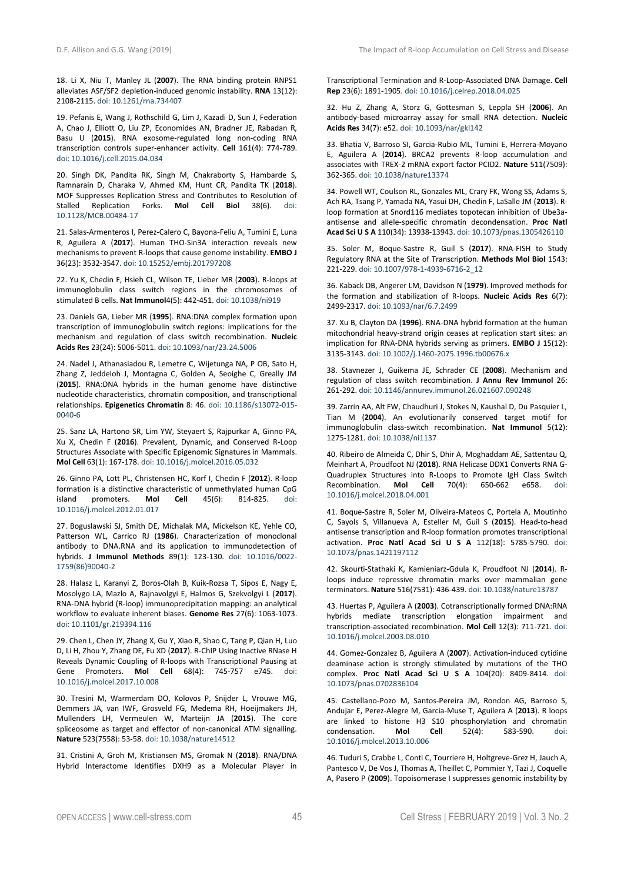18. Li X, Niu T, Manley JL (**2007**). The RNA binding protein RNPS1 alleviates ASF/SF2 depletion-induced genomic instability. **RNA** 13(12): 2108-2115. doi: 10.1261/rna.734407

19. Pefanis E, Wang J, Rothschild G, Lim J, Kazadi D, Sun J, Federation A, Chao J, Elliott O, Liu ZP, Economides AN, Bradner JE, Rabadan R, Basu U (**2015**). RNA exosome-regulated long non-coding RNA transcription controls super-enhancer activity. **Cell** 161(4): 774-789. doi: 10.1016/j.cell.2015.04.034

20. Singh DK, Pandita RK, Singh M, Chakraborty S, Hambarde S, Ramnarain D, Charaka V, Ahmed KM, Hunt CR, Pandita TK (**2018**). MOF Suppresses Replication Stress and Contributes to Resolution of Stalled Replication Forks. **Mol Cell Biol** 38(6). doi: 10.1128/MCB.00484-17

21. Salas-Armenteros I, Perez-Calero C, Bayona-Feliu A, Tumini E, Luna R, Aguilera A (**2017**). Human THO-Sin3A interaction reveals new mechanisms to prevent R-loops that cause genome instability. **EMBO J** 36(23): 3532-3547. doi: 10.15252/embj.201797208

22. Yu K, Chedin F, Hsieh CL, Wilson TE, Lieber MR (**2003**). R-loops at immunoglobulin class switch regions in the chromosomes of stimulated B cells. **Nat Immunol**4(5): 442-451. doi: 10.1038/ni919

23. Daniels GA, Lieber MR (**1995**). RNA:DNA complex formation upon transcription of immunoglobulin switch regions: implications for the mechanism and regulation of class switch recombination. **Nucleic Acids Res** 23(24): 5006-5011. doi: 10.1093/nar/23.24.5006

24. Nadel J, Athanasiadou R, Lemetre C, Wijetunga NA, P OB, Sato H, Zhang Z, Jeddeloh J, Montagna C, Golden A, Seoighe C, Greally JM (**2015**). RNA:DNA hybrids in the human genome have distinctive nucleotide characteristics, chromatin composition, and transcriptional relationships. **Epigenetics Chromatin** 8: 46. doi: 10.1186/s13072-015-0040-6

25. Sanz LA, Hartono SR, Lim YW, Steyaert S, Rajpurkar A, Ginno PA, Xu X, Chedin F (**2016**). Prevalent, Dynamic, and Conserved R-Loop Structures Associate with Specific Epigenomic Signatures in Mammals. **Mol Cell** 63(1): 167-178. doi: 10.1016/j.molcel.2016.05.032

26. Ginno PA, Lott PL, Christensen HC, Korf I, Chedin F (**2012**). R-loop formation is a distinctive characteristic of unmethylated human CpG island promoters. **Mol Cell** 45(6): 814-825. doi: 10.1016/j.molcel.2012.01.017

27. Boguslawski SJ, Smith DE, Michalak MA, Mickelson KE, Yehle CO, Patterson WL, Carrico RJ (**1986**). Characterization of monoclonal antibody to DNA.RNA and its application to immunodetection of hybrids. **J Immunol Methods** 89(1): 123-130. doi: 10.1016/0022-1759(86)90040-2

28. Halasz L, Karanyi Z, Boros-Olah B, Kuik-Rozsa T, Sipos E, Nagy E, Mosolygo LA, Mazlo A, Rajnavolgyi E, Halmos G, Szekvolgyi L (**2017**). RNA-DNA hybrid (R-loop) immunoprecipitation mapping: an analytical workflow to evaluate inherent biases. **Genome Res** 27(6): 1063-1073. doi: 10.1101/gr.219394.116

29. Chen L, Chen JY, Zhang X, Gu Y, Xiao R, Shao C, Tang P, Qian H, Luo D, Li H, Zhou Y, Zhang DE, Fu XD (**2017**). R-ChIP Using Inactive RNase H Reveals Dynamic Coupling of R-loops with Transcriptional Pausing at Gene Promoters. **Mol Cell** 68(4): 745-757 e745. doi: 10.1016/j.molcel.2017.10.008

30. Tresini M, Warmerdam DO, Kolovos P, Snijder L, Vrouwe MG, Demmers JA, van IWF, Grosveld FG, Medema RH, Hoeijmakers JH, Mullenders LH, Vermeulen W, Marteijn JA (**2015**). The core spliceosome as target and effector of non-canonical ATM signalling. **Nature** 523(7558): 53-58. doi: 10.1038/nature14512

31. Cristini A, Groh M, Kristiansen MS, Gromak N (**2018**). RNA/DNA Hybrid Interactome Identifies DXH9 as a Molecular Player in Transcriptional Termination and R-Loop-Associated DNA Damage. **Cell Rep** 23(6): 1891-1905. doi: 10.1016/j.celrep.2018.04.025

32. Hu Z, Zhang A, Storz G, Gottesman S, Leppla SH (**2006**). An antibody-based microarray assay for small RNA detection. **Nucleic Acids Res** 34(7): e52. doi: 10.1093/nar/gkl142

33. Bhatia V, Barroso SI, Garcia-Rubio ML, Tumini E, Herrera-Moyano E, Aguilera A (**2014**). BRCA2 prevents R-loop accumulation and associates with TREX-2 mRNA export factor PCID2. **Nature** 511(7509): 362-365. doi: 10.1038/nature13374

34. Powell WT, Coulson RL, Gonzales ML, Crary FK, Wong SS, Adams S, Ach RA, Tsang P, Yamada NA, Yasui DH, Chedin F, LaSalle JM (**2013**). R-loop formation at Snord116 mediates topotecan inhibition of Ube3a-antisense and allele-specific chromatin decondensation. **Proc Natl Acad Sci U S A** 110(34): 13938-13943. doi: 10.1073/pnas.1305426110

35. Soler M, Boque-Sastre R, Guil S (**2017**). RNA-FISH to Study Regulatory RNA at the Site of Transcription. **Methods Mol Biol** 1543: 221-229. doi: 10.1007/978-1-4939-6716-2_12

36. Kaback DB, Angerer LM, Davidson N (**1979**). Improved methods for the formation and stabilization of R-loops. **Nucleic Acids Res** 6(7): 2499-2317. doi: 10.1093/nar/6.7.2499

37. Xu B, Clayton DA (**1996**). RNA-DNA hybrid formation at the human mitochondrial heavy-strand origin ceases at replication start sites: an implication for RNA-DNA hybrids serving as primers. **EMBO J** 15(12): 3135-3143. doi: 10.1002/j.1460-2075.1996.tb00676.x

38. Stavnezer J, Guikema JE, Schrader CE (**2008**). Mechanism and regulation of class switch recombination. **J Annu Rev Immunol** 26: 261-292. doi: 10.1146/annurev.immunol.26.021607.090248

39. Zarrin AA, Alt FW, Chaudhuri J, Stokes N, Kaushal D, Du Pasquier L, Tian M (**2004**). An evolutionarily conserved target motif for immunoglobulin class-switch recombination. **Nat Immunol** 5(12): 1275-1281. doi: 10.1038/ni1137

40. Ribeiro de Almeida C, Dhir S, Dhir A, Moghaddam AE, Sattentau Q, Meinhart A, Proudfoot NJ (**2018**). RNA Helicase DDX1 Converts RNA G-Quadruplex Structures into R-Loops to Promote IgH Class Switch Recombination. **Mol Cell** 70(4): 650-662 e658. doi: 10.1016/j.molcel.2018.04.001

41. Boque-Sastre R, Soler M, Oliveira-Mateos C, Portela A, Moutinho C, Sayols S, Villanueva A, Esteller M, Guil S (**2015**). Head-to-head antisense transcription and R-loop formation promotes transcriptional activation. **Proc Natl Acad Sci U S A** 112(18): 5785-5790. doi: 10.1073/pnas.1421197112

42. Skourti-Stathaki K, Kamieniarz-Gdula K, Proudfoot NJ (**2014**). R-loops induce repressive chromatin marks over mammalian gene terminators. **Nature** 516(7531): 436-439. doi: 10.1038/nature13787

43. Huertas P, Aguilera A (**2003**). Cotranscriptionally formed DNA:RNA hybrids mediate transcription elongation impairment and transcription-associated recombination. **Mol Cell** 12(3): 711-721. doi: 10.1016/j.molcel.2003.08.010

44. Gomez-Gonzalez B, Aguilera A (**2007**). Activation-induced cytidine deaminase action is strongly stimulated by mutations of the THO complex. **Proc Natl Acad Sci U S A** 104(20): 8409-8414. doi: 10.1073/pnas.0702836104

45. Castellano-Pozo M, Santos-Pereira JM, Rondon AG, Barroso S, Andujar E, Perez-Alegre M, Garcia-Muse T, Aguilera A (**2013**). R loops are linked to histone H3 S10 phosphorylation and chromatin condensation. **Mol Cell** 52(4): 583-590. doi: 10.1016/j.molcel.2013.10.006

46. Tuduri S, Crabbe L, Conti C, Tourriere H, Holtgreve-Grez H, Jauch A, Pantesco V, De Vos J, Thomas A, Theillet C, Pommier Y, Tazi J, Coquelle A, Pasero P (**2009**). Topoisomerase I suppresses genomic instability by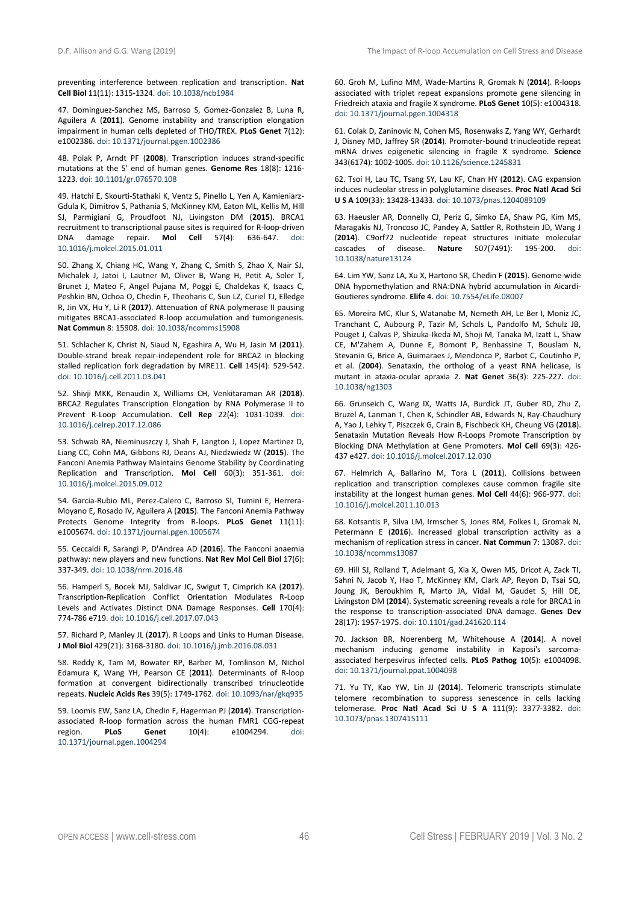preventing interference between replication and transcription. **Nat Cell Biol** 11(11): 1315-1324. doi: 10.1038/ncb1984

47. Dominguez-Sanchez MS, Barroso S, Gomez-Gonzalez B, Luna R, Aguilera A (**2011**). Genome instability and transcription elongation impairment in human cells depleted of THO/TREX. **PLoS Genet** 7(12): e1002386. doi: 10.1371/journal.pgen.1002386

48. Polak P, Arndt PF (**2008**). Transcription induces strand-specific mutations at the 5' end of human genes. **Genome Res** 18(8): 1216-1223. doi: 10.1101/gr.076570.108

49. Hatchi E, Skourti-Stathaki K, Ventz S, Pinello L, Yen A, Kamieniarz-Gdula K, Dimitrov S, Pathania S, McKinney KM, Eaton ML, Kellis M, Hill SJ, Parmigiani G, Proudfoot NJ, Livingston DM (**2015**). BRCA1 recruitment to transcriptional pause sites is required for R-loop-driven DNA damage repair. **Mol Cell** 57(4): 636-647. doi: 10.1016/j.molcel.2015.01.011

50. Zhang X, Chiang HC, Wang Y, Zhang C, Smith S, Zhao X, Nair SJ, Michalek J, Jatoi I, Lautner M, Oliver B, Wang H, Petit A, Soler T, Brunet J, Mateo F, Angel Pujana M, Poggi E, Chaldekas K, Isaacs C, Peshkin BN, Ochoa O, Chedin F, Theoharis C, Sun LZ, Curiel TJ, Elledge R, Jin VX, Hu Y, Li R (**2017**). Attenuation of RNA polymerase II pausing mitigates BRCA1-associated R-loop accumulation and tumorigenesis. **Nat Commun** 8: 15908. doi: 10.1038/ncomms15908

51. Schlacher K, Christ N, Siaud N, Egashira A, Wu H, Jasin M (**2011**). Double-strand break repair-independent role for BRCA2 in blocking stalled replication fork degradation by MRE11. **Cell** 145(4): 529-542. doi: 10.1016/j.cell.2011.03.041

52. Shivji MKK, Renaudin X, Williams CH, Venkitaraman AR (**2018**). BRCA2 Regulates Transcription Elongation by RNA Polymerase II to Prevent R-Loop Accumulation. **Cell Rep** 22(4): 1031-1039. doi: 10.1016/j.celrep.2017.12.086

53. Schwab RA, Nieminuszczy J, Shah F, Langton J, Lopez Martinez D, Liang CC, Cohn MA, Gibbons RJ, Deans AJ, Niedzwiedz W (**2015**). The Fanconi Anemia Pathway Maintains Genome Stability by Coordinating Replication and Transcription. **Mol Cell** 60(3): 351-361. doi: 10.1016/j.molcel.2015.09.012

54. Garcia-Rubio ML, Perez-Calero C, Barroso SI, Tumini E, Herrera-Moyano E, Rosado IV, Aguilera A (**2015**). The Fanconi Anemia Pathway Protects Genome Integrity from R-loops. **PLoS Genet** 11(11): e1005674. doi: 10.1371/journal.pgen.1005674

55. Ceccaldi R, Sarangi P, D'Andrea AD (**2016**). The Fanconi anaemia pathway: new players and new functions. **Nat Rev Mol Cell Biol** 17(6): 337-349. doi: 10.1038/nrm.2016.48

56. Hamperl S, Bocek MJ, Saldivar JC, Swigut T, Cimprich KA (**2017**). Transcription-Replication Conflict Orientation Modulates R-Loop Levels and Activates Distinct DNA Damage Responses. **Cell** 170(4): 774-786 e719. doi: 10.1016/j.cell.2017.07.043

57. Richard P, Manley JL (**2017**). R Loops and Links to Human Disease. **J Mol Biol** 429(21): 3168-3180. doi: 10.1016/j.jmb.2016.08.031

58. Reddy K, Tam M, Bowater RP, Barber M, Tomlinson M, Nichol Edamura K, Wang YH, Pearson CE (**2011**). Determinants of R-loop formation at convergent bidirectionally transcribed trinucleotide repeats. **Nucleic Acids Res** 39(5): 1749-1762. doi: 10.1093/nar/gkq935

59. Loomis EW, Sanz LA, Chedin F, Hagerman PJ (**2014**). Transcription-associated R-loop formation across the human FMR1 CGG-repeat region. **PLoS Genet** 10(4): e1004294. doi: 10.1371/journal.pgen.1004294

60. Groh M, Lufino MM, Wade-Martins R, Gromak N (**2014**). R-loops associated with triplet repeat expansions promote gene silencing in Friedreich ataxia and fragile X syndrome. **PLoS Genet** 10(5): e1004318. doi: 10.1371/journal.pgen.1004318

61. Colak D, Zaninovic N, Cohen MS, Rosenwaks Z, Yang WY, Gerhardt J, Disney MD, Jaffrey SR (**2014**). Promoter-bound trinucleotide repeat mRNA drives epigenetic silencing in fragile X syndrome. **Science** 343(6174): 1002-1005. doi: 10.1126/science.1245831

62. Tsoi H, Lau TC, Tsang SY, Lau KF, Chan HY (**2012**). CAG expansion induces nucleolar stress in polyglutamine diseases. **Proc Natl Acad Sci U S A** 109(33): 13428-13433. doi: 10.1073/pnas.1204089109

63. Haeusler AR, Donnelly CJ, Periz G, Simko EA, Shaw PG, Kim MS, Maragakis NJ, Troncoso JC, Pandey A, Sattler R, Rothstein JD, Wang J (**2014**). C9orf72 nucleotide repeat structures initiate molecular cascades of disease. **Nature** 507(7491): 195-200. doi: 10.1038/nature13124

64. Lim YW, Sanz LA, Xu X, Hartono SR, Chedin F (**2015**). Genome-wide DNA hypomethylation and RNA:DNA hybrid accumulation in Aicardi-Goutieres syndrome. **Elife** 4. doi: 10.7554/eLife.08007

65. Moreira MC, Klur S, Watanabe M, Nemeth AH, Le Ber I, Moniz JC, Tranchant C, Aubourg P, Tazir M, Schols L, Pandolfo M, Schulz JB, Pouget J, Calvas P, Shizuka-Ikeda M, Shoji M, Tanaka M, Izatt L, Shaw CE, M'Zahem A, Dunne E, Bomont P, Benhassine T, Bouslam N, Stevanin G, Brice A, Guimaraes J, Mendonca P, Barbot C, Coutinho P, et al. (**2004**). Senataxin, the ortholog of a yeast RNA helicase, is mutant in ataxia-ocular apraxia 2. **Nat Genet** 36(3): 225-227. doi: 10.1038/ng1303

66. Grunseich C, Wang IX, Watts JA, Burdick JT, Guber RD, Zhu Z, Bruzel A, Lanman T, Chen K, Schindler AB, Edwards N, Ray-Chaudhury A, Yao J, Lehky T, Piszczek G, Crain B, Fischbeck KH, Cheung VG (**2018**). Senataxin Mutation Reveals How R-Loops Promote Transcription by Blocking DNA Methylation at Gene Promoters. **Mol Cell** 69(3): 426-437 e427. doi: 10.1016/j.molcel.2017.12.030

67. Helmrich A, Ballarino M, Tora L (**2011**). Collisions between replication and transcription complexes cause common fragile site instability at the longest human genes. **Mol Cell** 44(6): 966-977. doi: 10.1016/j.molcel.2011.10.013

68. Kotsantis P, Silva LM, Irmscher S, Jones RM, Folkes L, Gromak N, Petermann E (**2016**). Increased global transcription activity as a mechanism of replication stress in cancer. **Nat Commun** 7: 13087. doi: 10.1038/ncomms13087

69. Hill SJ, Rolland T, Adelmant G, Xia X, Owen MS, Dricot A, Zack TI, Sahni N, Jacob Y, Hao T, McKinney KM, Clark AP, Reyon D, Tsai SQ, Joung JK, Beroukhim R, Marto JA, Vidal M, Gaudet S, Hill DE, Livingston DM (**2014**). Systematic screening reveals a role for BRCA1 in the response to transcription-associated DNA damage. **Genes Dev** 28(17): 1957-1975. doi: 10.1101/gad.241620.114

70. Jackson BR, Noerenberg M, Whitehouse A (**2014**). A novel mechanism inducing genome instability in Kaposi's sarcoma-associated herpesvirus infected cells. **PLoS Pathog** 10(5): e1004098. doi: 10.1371/journal.ppat.1004098

71. Yu TY, Kao YW, Lin JJ (**2014**). Telomeric transcripts stimulate telomere recombination to suppress senescence in cells lacking telomerase. **Proc Natl Acad Sci U S A** 111(9): 3377-3382. doi: 10.1073/pnas.1307415111